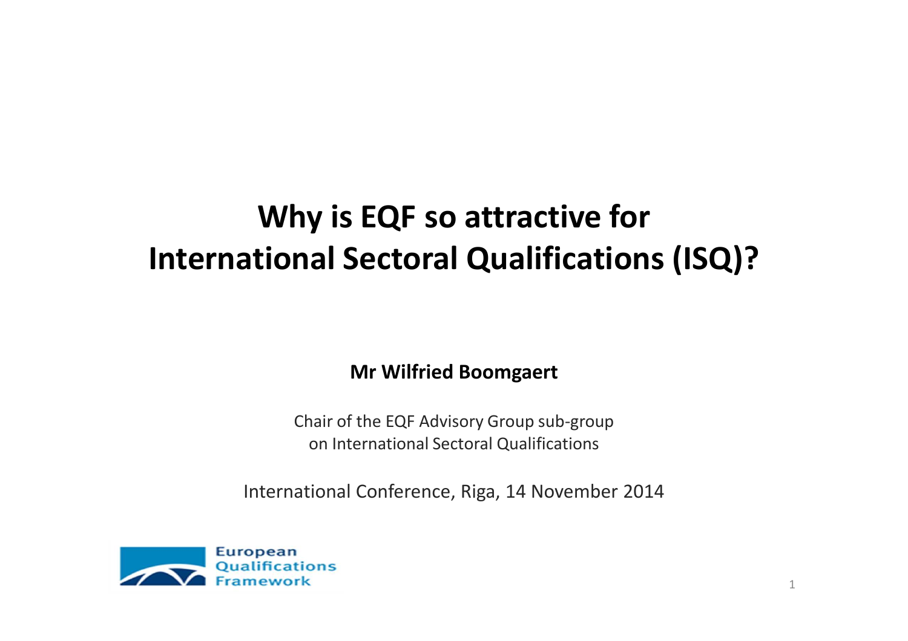# Why is EQF so attractive for International Sectoral Qualifications (ISQ)?

**Mr Wilfried Boomgaert**

Chair of the EQF Advisory Group sub-group
on International Sectoral Qualifications

International Conference, Riga, 14 November 2014

European
Qualifications
Framework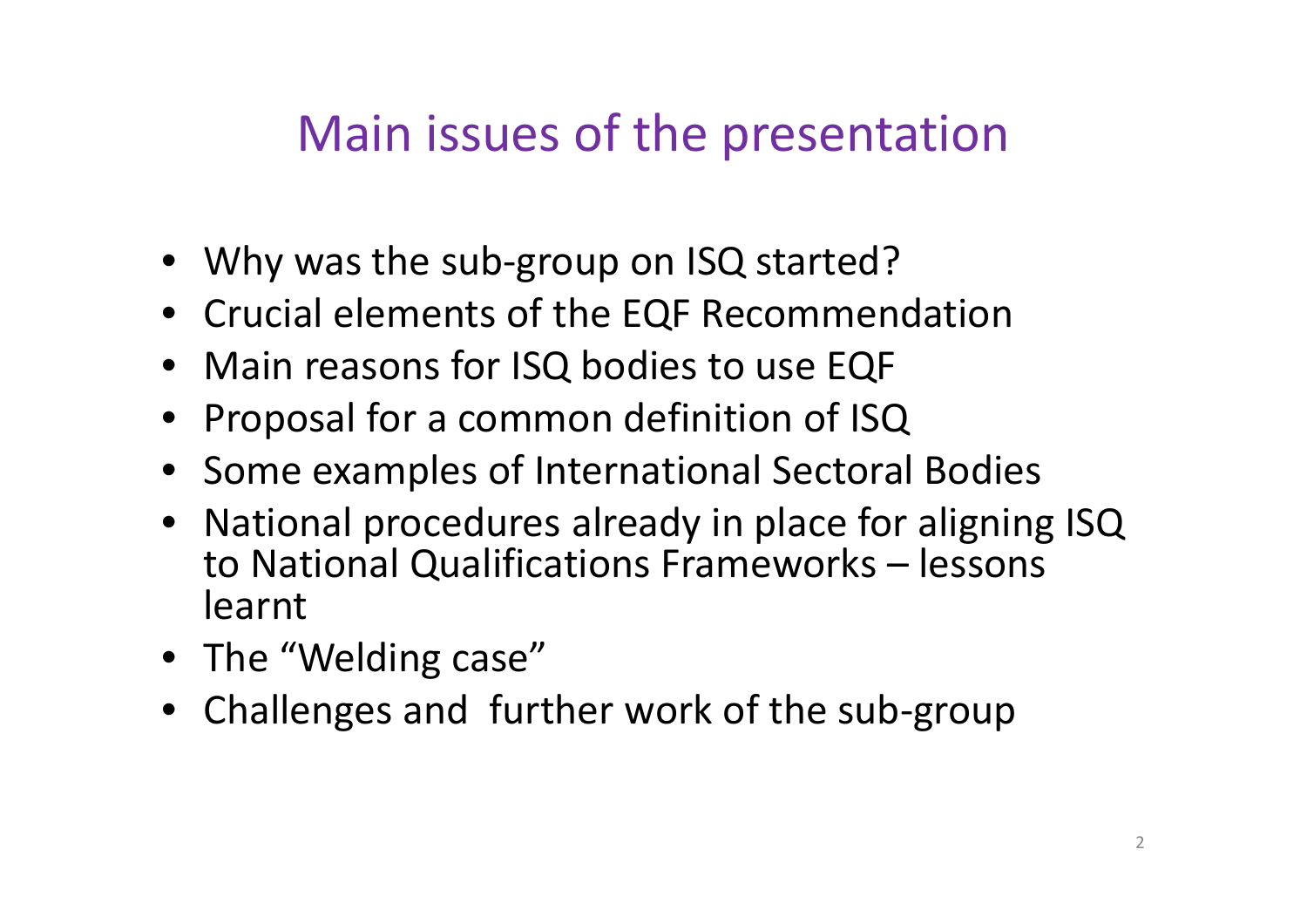# Main issues of the presentation

- Why was the sub-group on ISQ started?
- Crucial elements of the EQF Recommendation
- Main reasons for ISQ bodies to use EQF
- Proposal for a common definition of ISQ
- Some examples of International Sectoral Bodies
- National procedures already in place for aligning ISQ to National Qualifications Frameworks – lessons learnt
- The "Welding case"
- Challenges and further work of the sub-group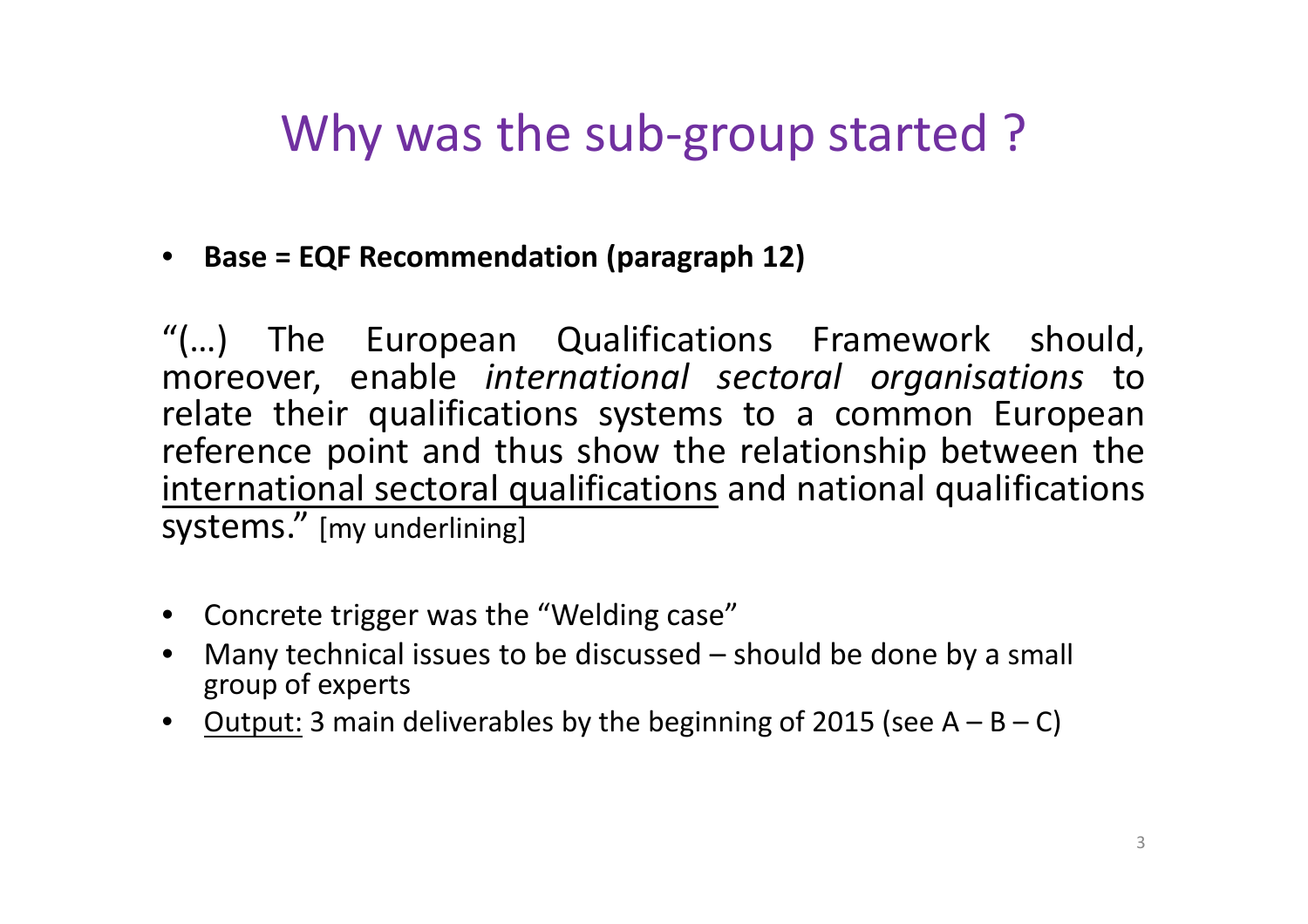# Why was the sub-group started ?

- **Base = EQF Recommendation (paragraph 12)**

"(…) The European Qualifications Framework should, moreover, enable *international sectoral organisations* to relate their qualifications systems to a common European reference point and thus show the relationship between the <u>international sectoral qualifications</u> and national qualifications systems." [my underlining]

- Concrete trigger was the "Welding case"
- Many technical issues to be discussed – should be done by a small group of experts
- <u>Output:</u> 3 main deliverables by the beginning of 2015 (see A – B – C)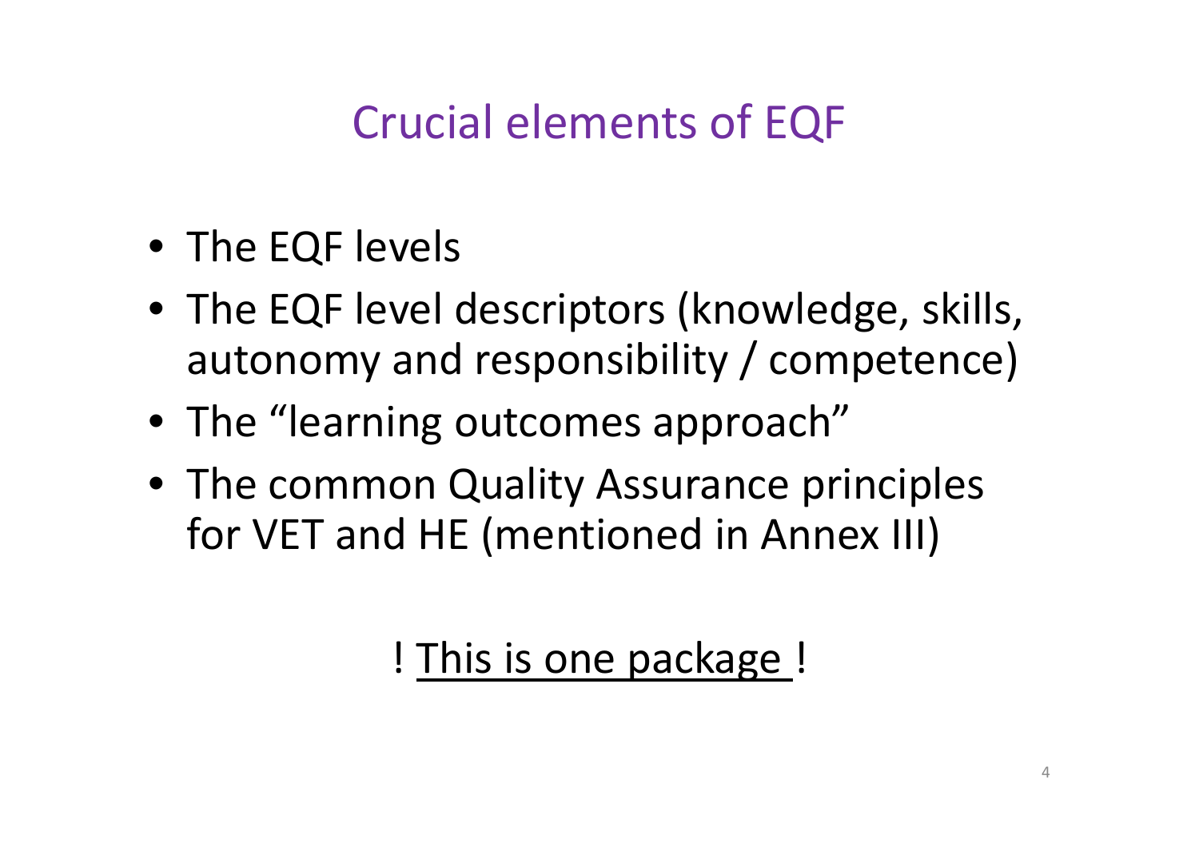# Crucial elements of EQF

- The EQF levels
- The EQF level descriptors (knowledge, skills, autonomy and responsibility / competence)
- The "learning outcomes approach"
- The common Quality Assurance principles for VET and HE (mentioned in Annex III)

! <u>This is one package</u> !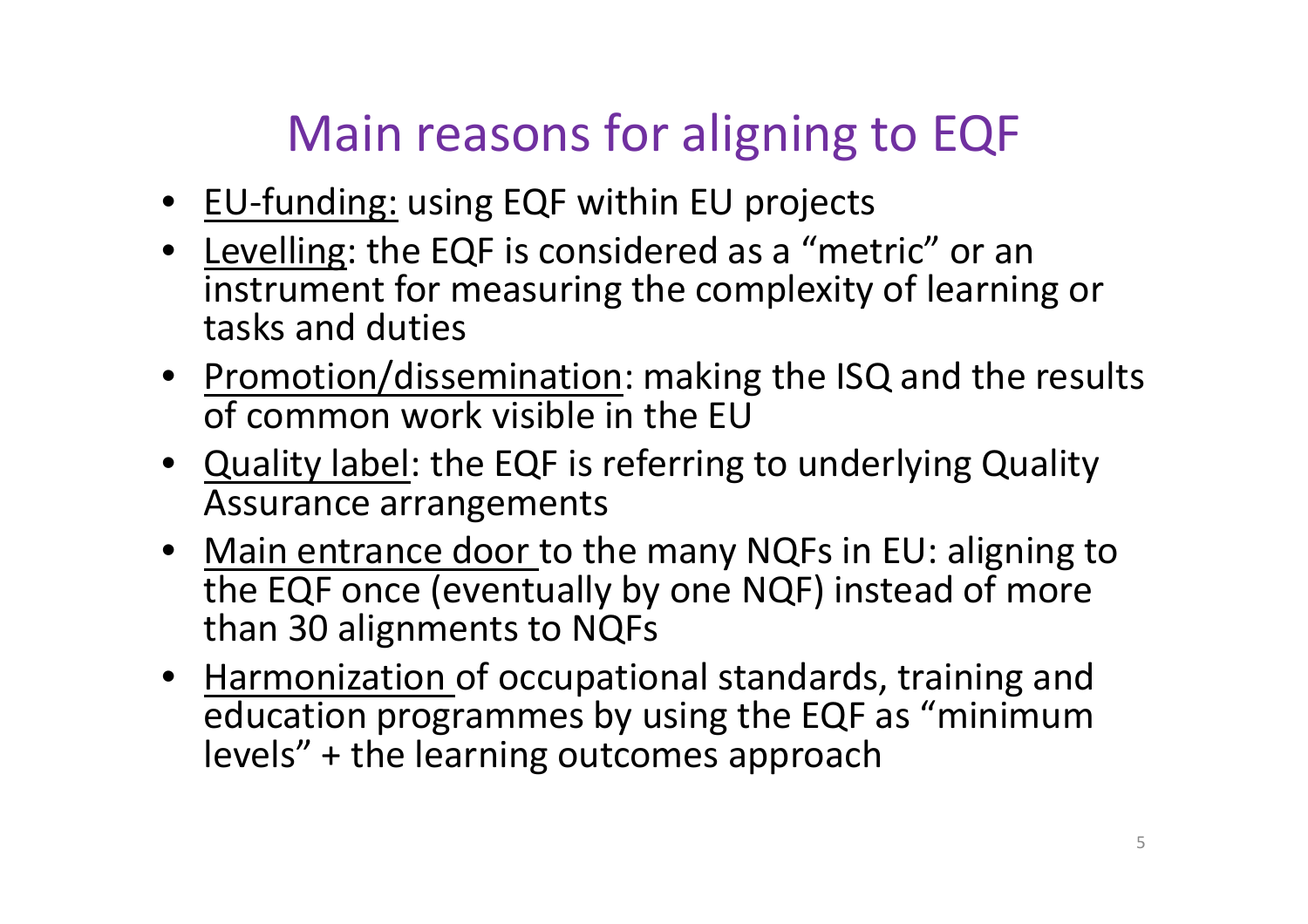# Main reasons for aligning to EQF

- EU-funding: using EQF within EU projects
- Levelling: the EQF is considered as a "metric" or an instrument for measuring the complexity of learning or tasks and duties
- Promotion/dissemination: making the ISQ and the results of common work visible in the EU
- Quality label: the EQF is referring to underlying Quality Assurance arrangements
- Main entrance door to the many NQFs in EU: aligning to the EQF once (eventually by one NQF) instead of more than 30 alignments to NQFs
- Harmonization of occupational standards, training and education programmes by using the EQF as "minimum levels" + the learning outcomes approach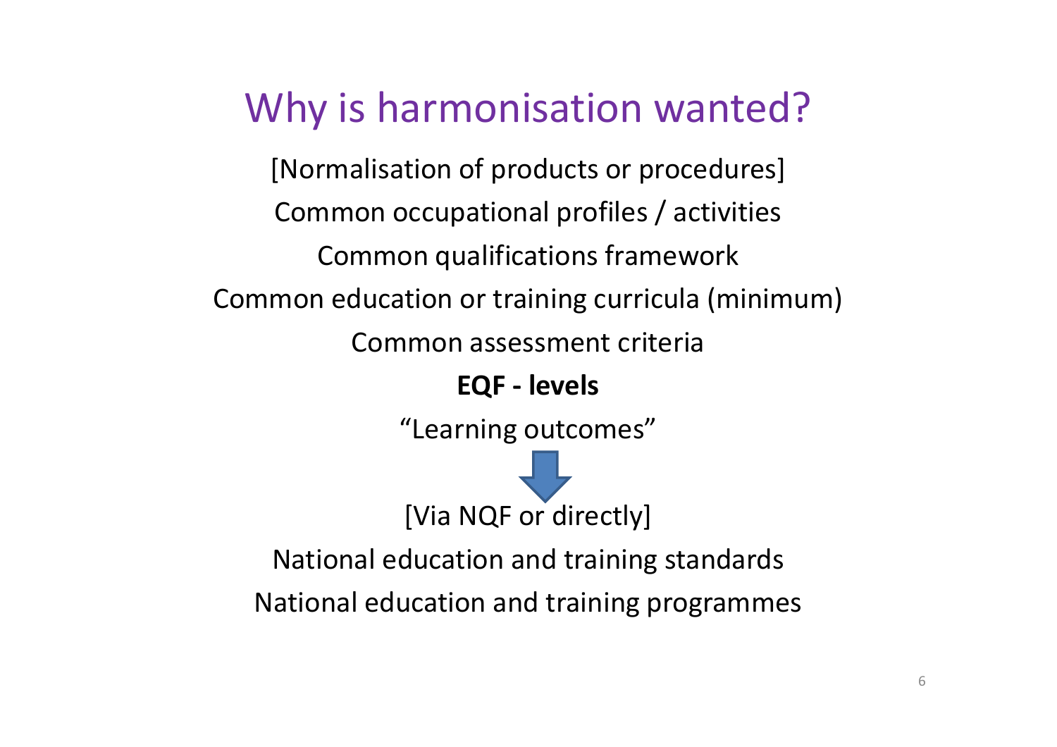# Why is harmonisation wanted?

[Normalisation of products or procedures]

Common occupational profiles / activities

Common qualifications framework

Common education or training curricula (minimum)

Common assessment criteria

**EQF - levels**

"Learning outcomes"

↓

[Via NQF or directly]

National education and training standards

National education and training programmes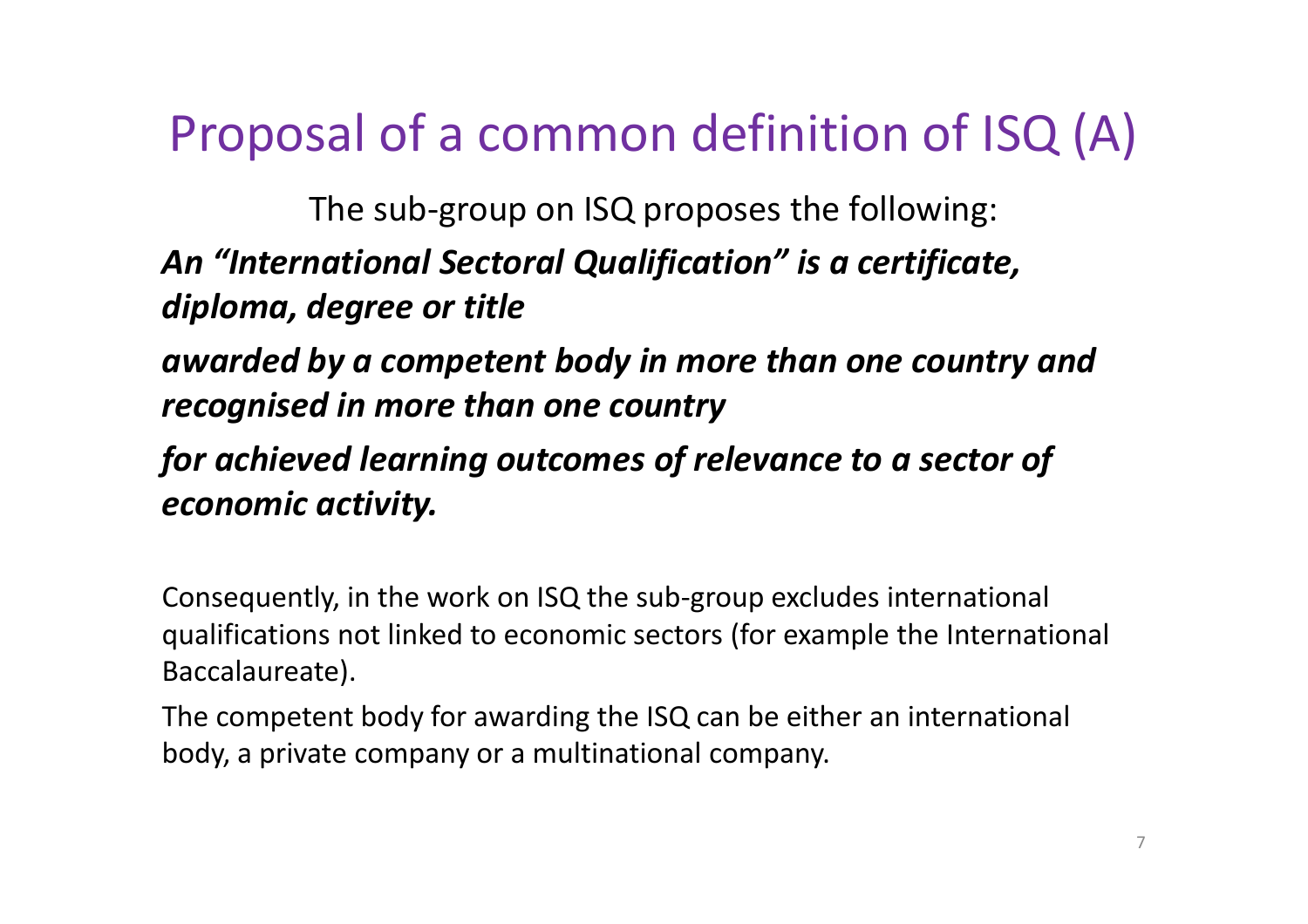# Proposal of a common definition of ISQ (A)

The sub-group on ISQ proposes the following:

***An "International Sectoral Qualification" is a certificate, diploma, degree or title***

***awarded by a competent body in more than one country and recognised in more than one country***

***for achieved learning outcomes of relevance to a sector of economic activity.***

Consequently, in the work on ISQ the sub-group excludes international qualifications not linked to economic sectors (for example the International Baccalaureate).

The competent body for awarding the ISQ can be either an international body, a private company or a multinational company.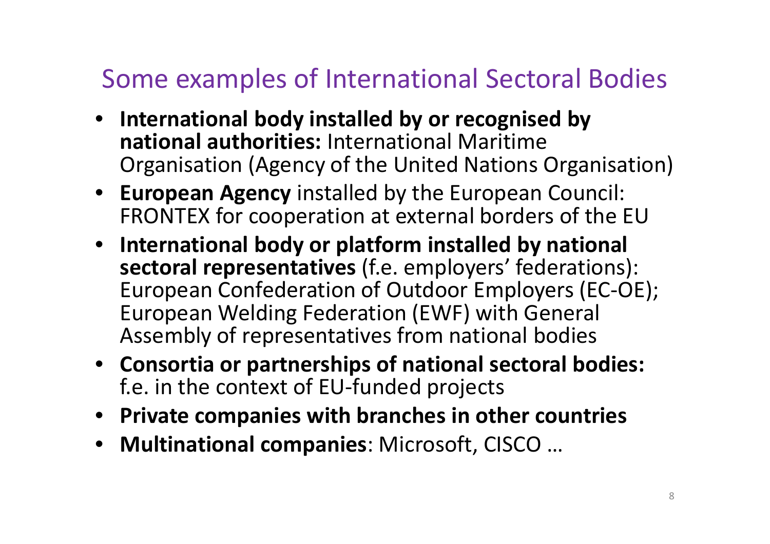## Some examples of International Sectoral Bodies

- **International body installed by or recognised by national authorities:** International Maritime Organisation (Agency of the United Nations Organisation)
- **European Agency** installed by the European Council: FRONTEX for cooperation at external borders of the EU
- **International body or platform installed by national sectoral representatives** (f.e. employers' federations): European Confederation of Outdoor Employers (EC-OE); European Welding Federation (EWF) with General Assembly of representatives from national bodies
- **Consortia or partnerships of national sectoral bodies:** f.e. in the context of EU-funded projects
- **Private companies with branches in other countries**
- **Multinational companies**: Microsoft, CISCO …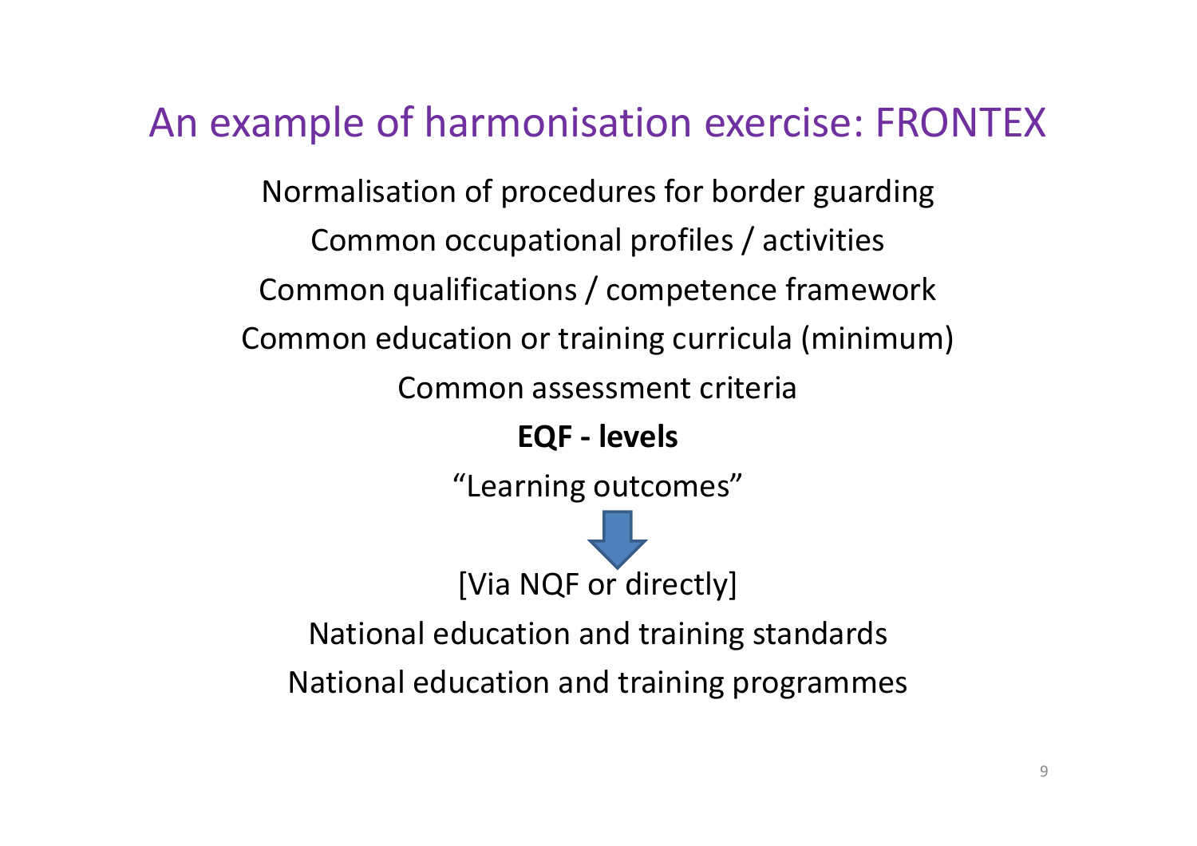# An example of harmonisation exercise: FRONTEX

Normalisation of procedures for border guarding

Common occupational profiles / activities

Common qualifications / competence framework

Common education or training curricula (minimum)

Common assessment criteria

**EQF - levels**

"Learning outcomes"

↓

[Via NQF or directly]

National education and training standards

National education and training programmes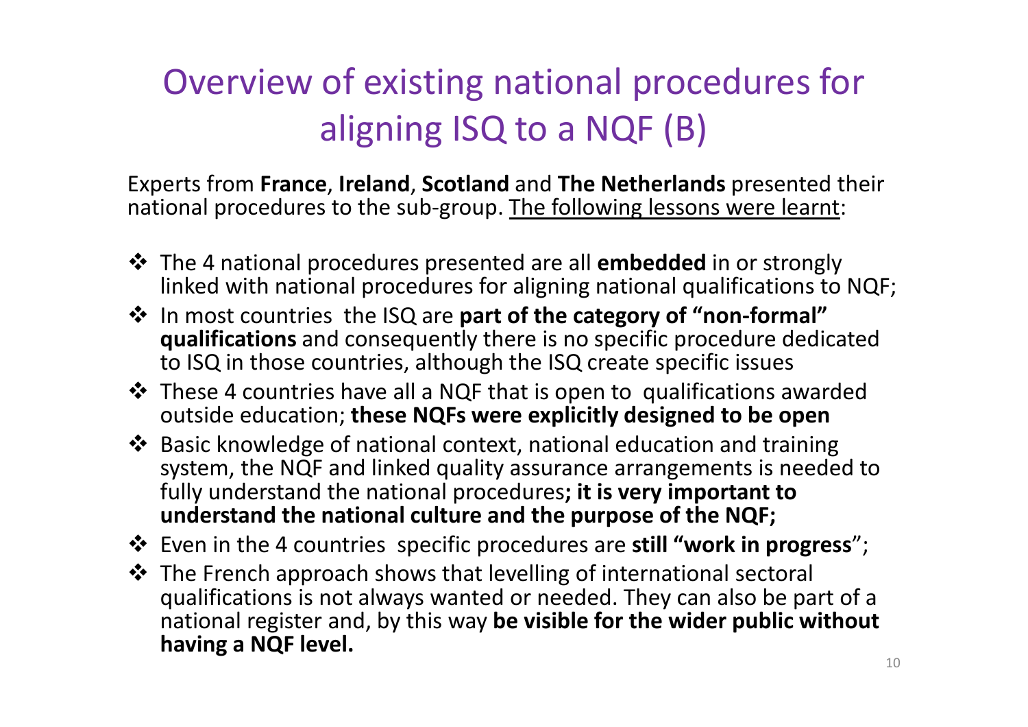# Overview of existing national procedures for aligning ISQ to a NQF (B)

Experts from **France**, **Ireland**, **Scotland** and **The Netherlands** presented their national procedures to the sub-group. <u>The following lessons were learnt</u>:

- The 4 national procedures presented are all **embedded** in or strongly linked with national procedures for aligning national qualifications to NQF;
- In most countries the ISQ are **part of the category of "non-formal" qualifications** and consequently there is no specific procedure dedicated to ISQ in those countries, although the ISQ create specific issues
- These 4 countries have all a NQF that is open to qualifications awarded outside education; **these NQFs were explicitly designed to be open**
- Basic knowledge of national context, national education and training system, the NQF and linked quality assurance arrangements is needed to fully understand the national procedures**; it is very important to understand the national culture and the purpose of the NQF;**
- Even in the 4 countries specific procedures are **still "work in progress**";
- The French approach shows that levelling of international sectoral qualifications is not always wanted or needed. They can also be part of a national register and, by this way **be visible for the wider public without having a NQF level.**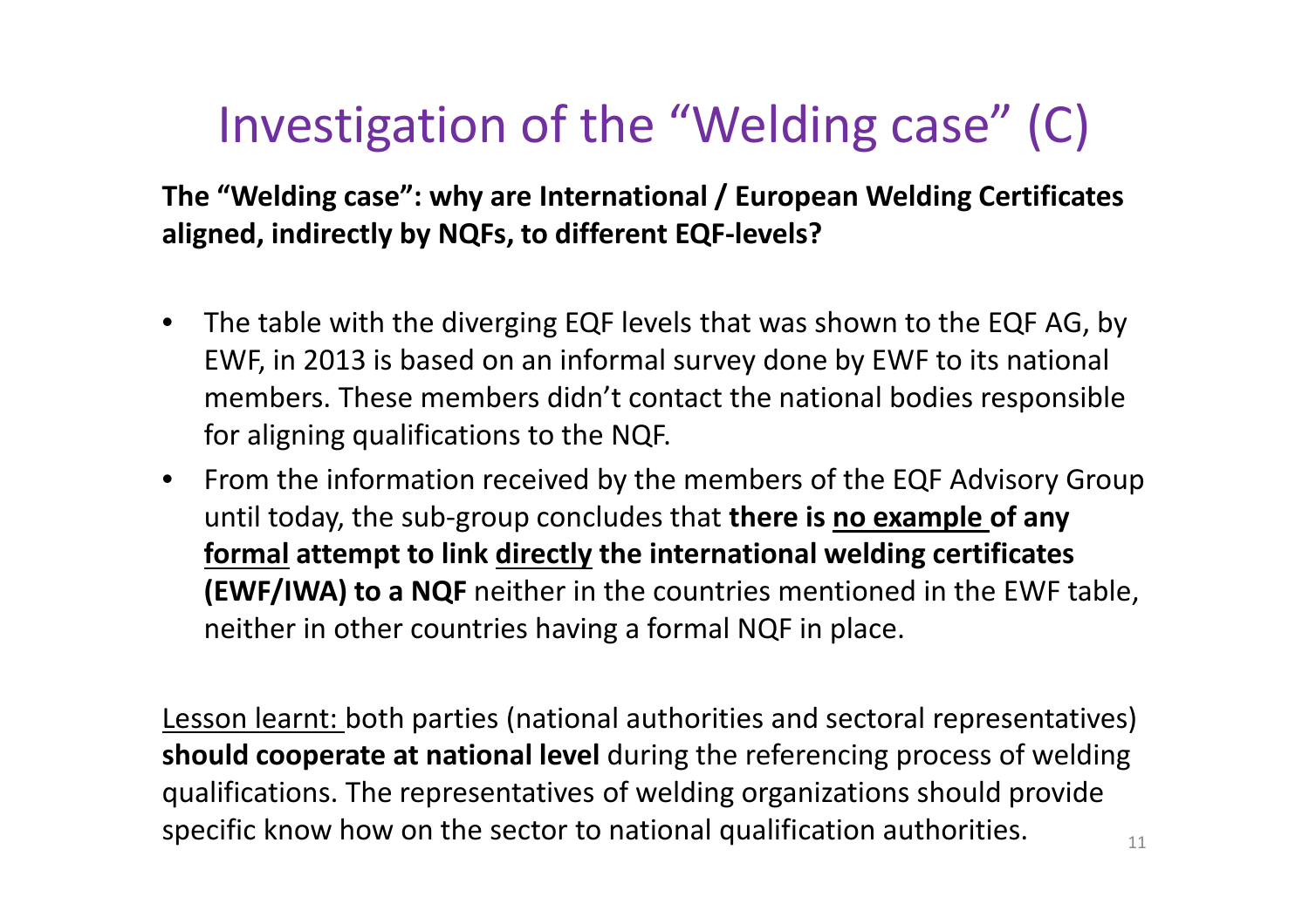# Investigation of the “Welding case” (C)

**The “Welding case”: why are International / European Welding Certificates aligned, indirectly by NQFs, to different EQF-levels?**

- The table with the diverging EQF levels that was shown to the EQF AG, by EWF, in 2013 is based on an informal survey done by EWF to its national members. These members didn’t contact the national bodies responsible for aligning qualifications to the NQF.
- From the information received by the members of the EQF Advisory Group until today, the sub-group concludes that **there is <u>no example</u> of any <u>formal</u> attempt to link <u>directly</u> the international welding certificates (EWF/IWA) to a NQF** neither in the countries mentioned in the EWF table, neither in other countries having a formal NQF in place.

<u>Lesson learnt:</u> both parties (national authorities and sectoral representatives) **should cooperate at national level** during the referencing process of welding qualifications. The representatives of welding organizations should provide specific know how on the sector to national qualification authorities.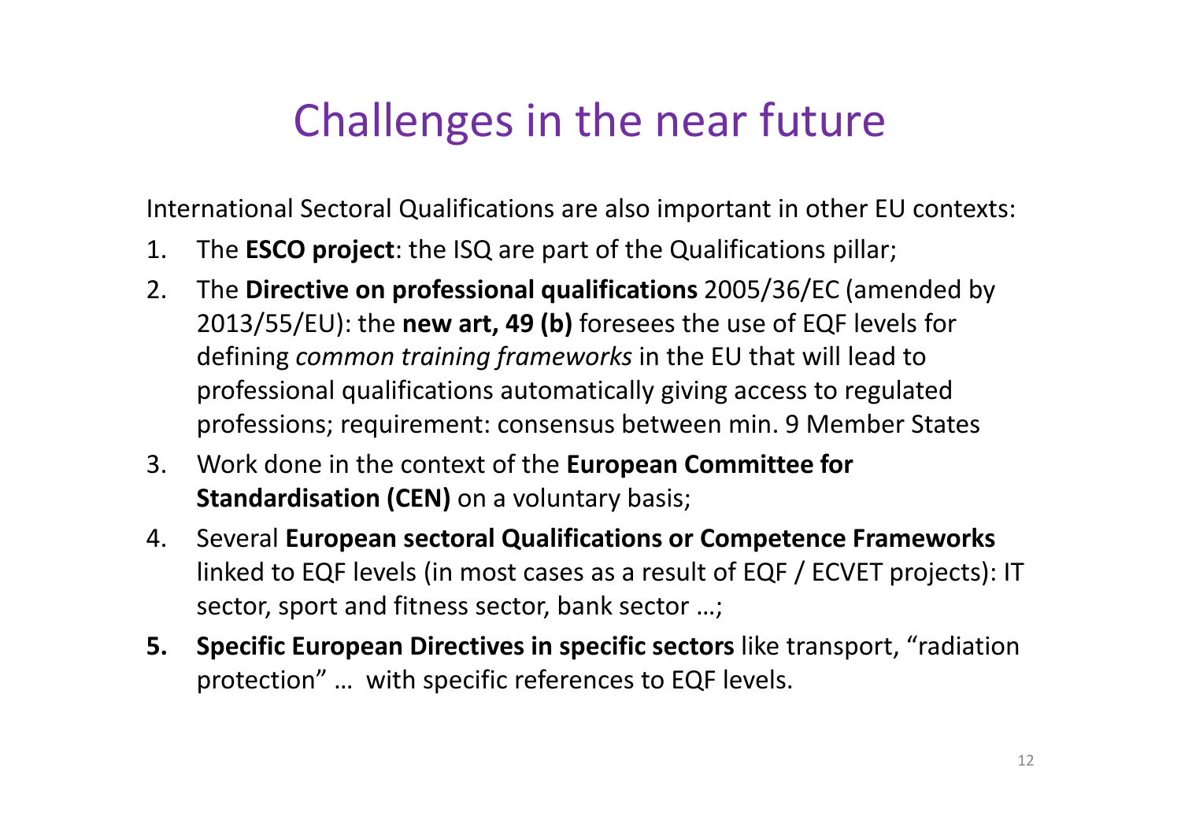# Challenges in the near future

International Sectoral Qualifications are also important in other EU contexts:

1. The **ESCO project**: the ISQ are part of the Qualifications pillar;
2. The **Directive on professional qualifications** 2005/36/EC (amended by 2013/55/EU): the **new art, 49 (b)** foresees the use of EQF levels for defining *common training frameworks* in the EU that will lead to professional qualifications automatically giving access to regulated professions; requirement: consensus between min. 9 Member States
3. Work done in the context of the **European Committee for Standardisation (CEN)** on a voluntary basis;
4. Several **European sectoral Qualifications or Competence Frameworks** linked to EQF levels (in most cases as a result of EQF / ECVET projects): IT sector, sport and fitness sector, bank sector …;
5. **Specific European Directives in specific sectors** like transport, "radiation protection" … with specific references to EQF levels.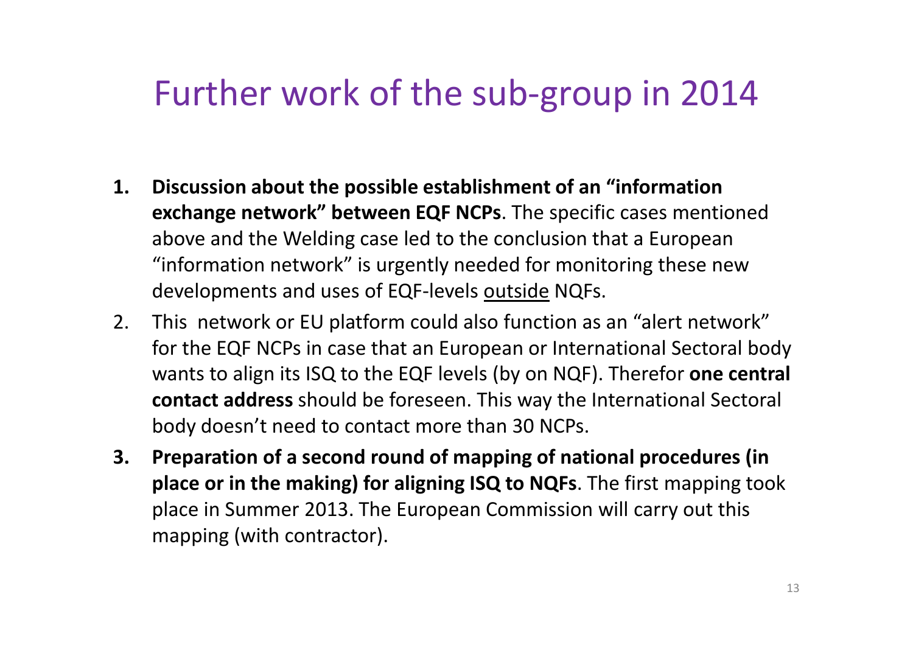# Further work of the sub-group in 2014

1. **Discussion about the possible establishment of an "information exchange network" between EQF NCPs**. The specific cases mentioned above and the Welding case led to the conclusion that a European "information network" is urgently needed for monitoring these new developments and uses of EQF-levels outside NQFs.
2. This network or EU platform could also function as an "alert network" for the EQF NCPs in case that an European or International Sectoral body wants to align its ISQ to the EQF levels (by on NQF). Therefor **one central contact address** should be foreseen. This way the International Sectoral body doesn't need to contact more than 30 NCPs.
3. **Preparation of a second round of mapping of national procedures (in place or in the making) for aligning ISQ to NQFs**. The first mapping took place in Summer 2013. The European Commission will carry out this mapping (with contractor).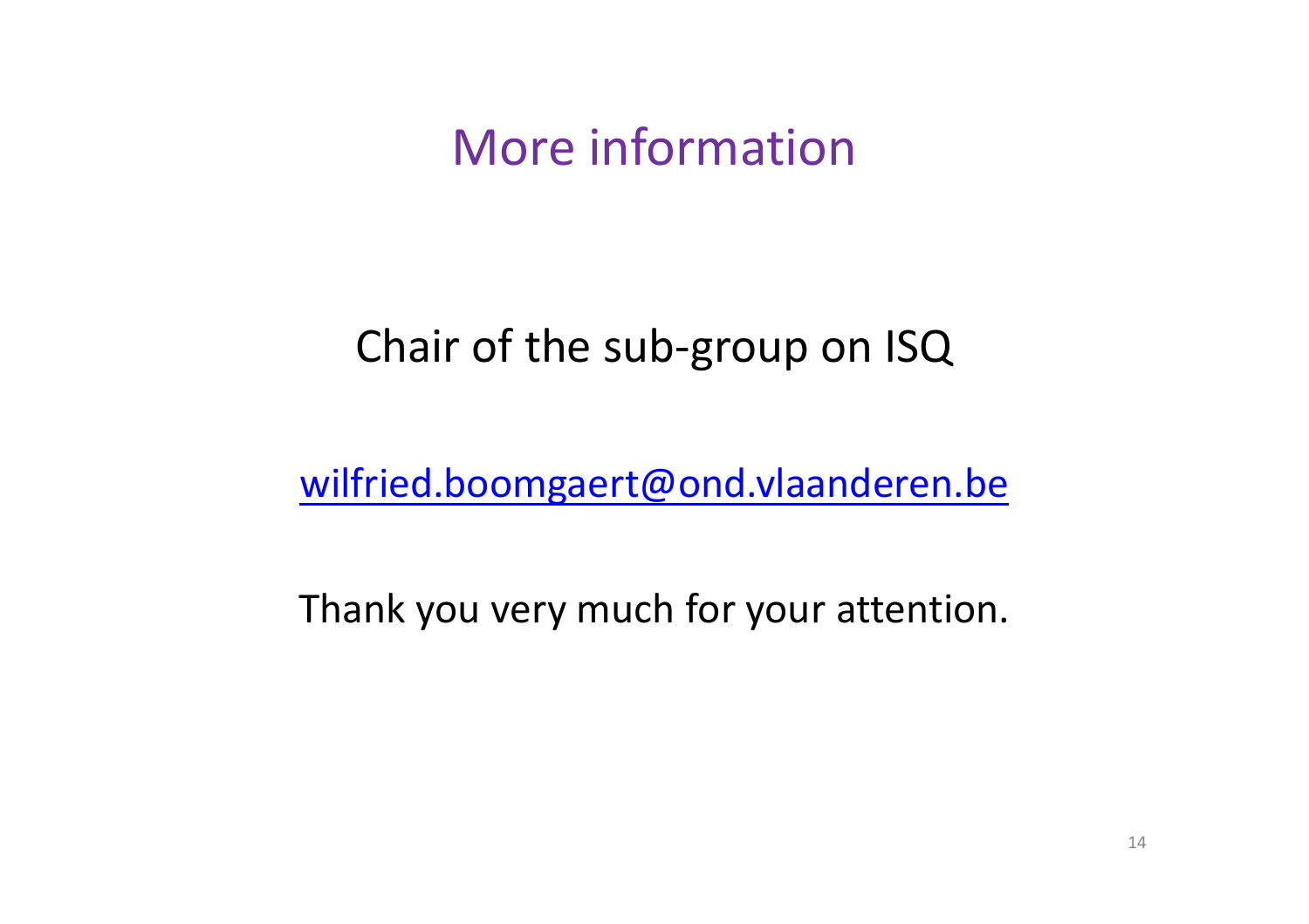# More information

Chair of the sub-group on ISQ

wilfried.boomgaert@ond.vlaanderen.be

Thank you very much for your attention.